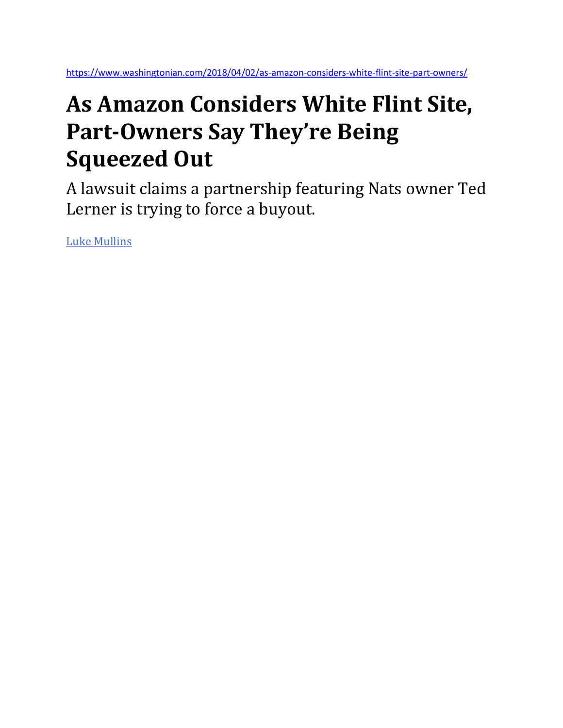https://www.washingtonian.com/2018/04/02/as-amazon-considers-white-flint-site-part-owners/

# As Amazon Considers White Flint Site, Part-Owners Say They're Being Squeezed Out

A lawsuit claims a partnership featuring Nats owner Ted Lerner is trying to force a buyout.

Luke Mullins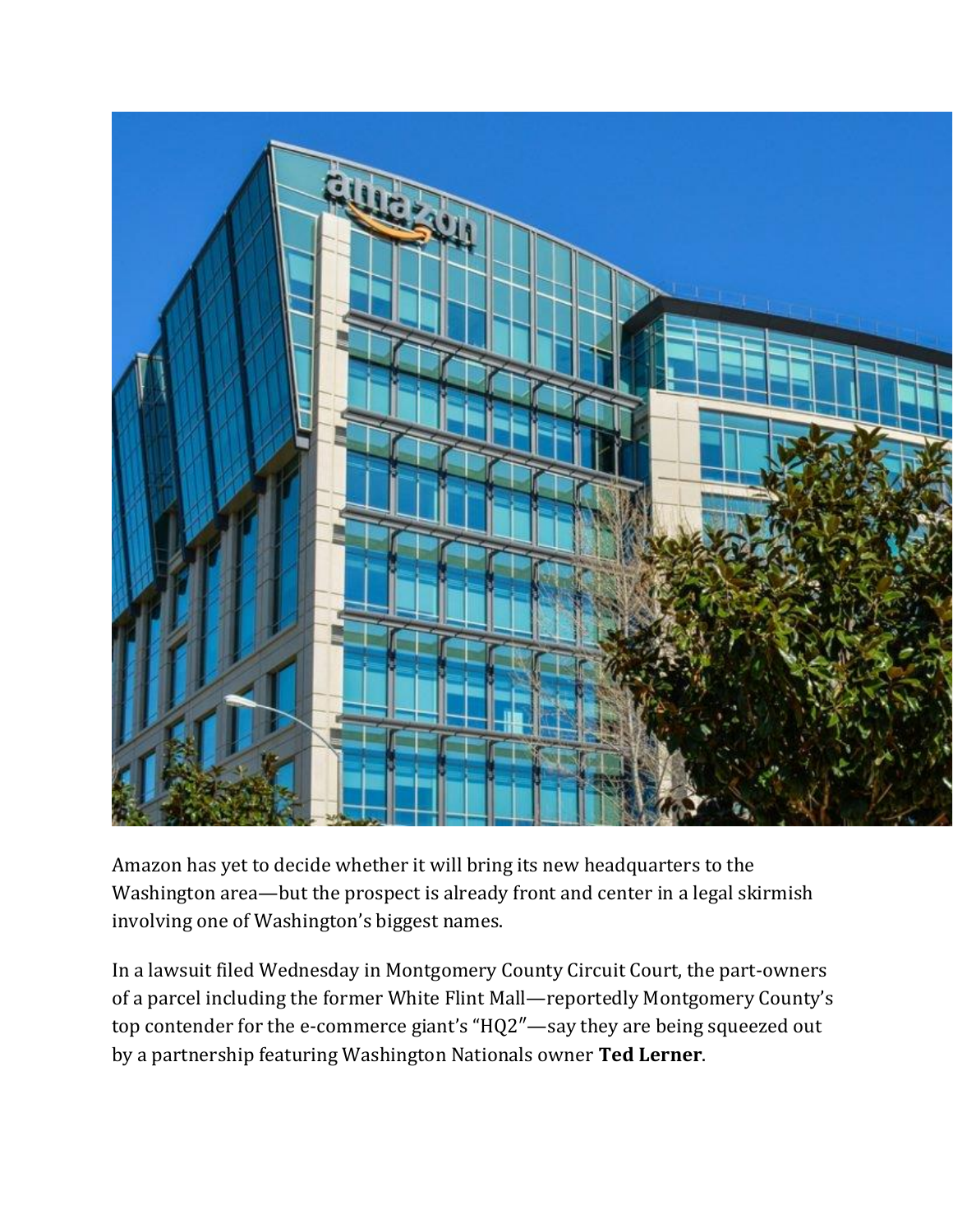Amazon has yet to decide whether it will bring its new headquarters to the Washington area—but the prospect is already front and center in a legal skirmish involving one of Washington's biggest names.

In a lawsuit filed Wednesday in Montgomery County Circuit Court, the part-owners of a parcel including the former White Flint Mall—reportedly Montgomery County's top contender for the e-commerce giant's "HQ2"—say they are being squeezed out by a partnership featuring Washington Nationals owner **Ted Lerner**.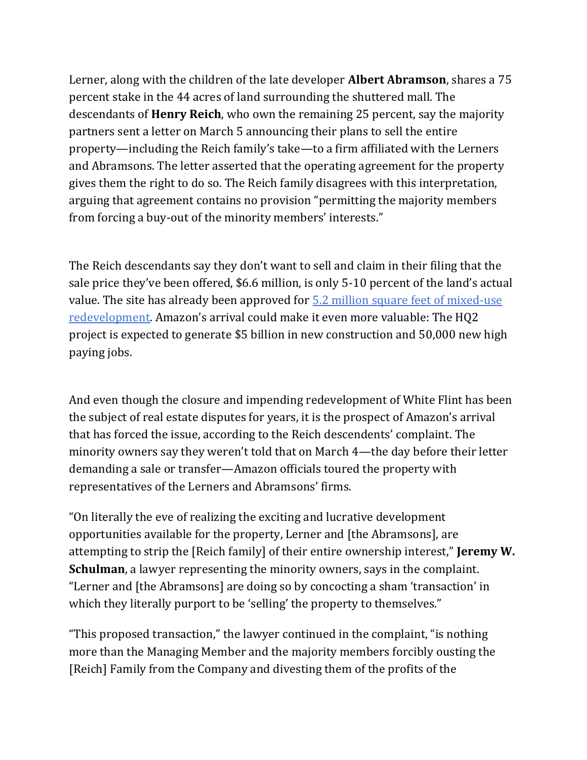Lerner, along with the children of the late developer **Albert Abramson**, shares a 75 percent stake in the 44 acres of land surrounding the shuttered mall. The descendants of **Henry Reich**, who own the remaining 25 percent, say the majority partners sent a letter on March 5 announcing their plans to sell the entire property—including the Reich family's take—to a firm affiliated with the Lerners and Abramsons. The letter asserted that the operating agreement for the property gives them the right to do so. The Reich family disagrees with this interpretation, arguing that agreement contains no provision "permitting the majority members from forcing a buy-out of the minority members' interests."

The Reich descendants say they don't want to sell and claim in their filing that the sale price they've been offered, $6.6 million, is only 5-10 percent of the land's actual value. The site has already been approved for [5.2 million square feet of mixed-use redevelopment](). Amazon's arrival could make it even more valuable: The HQ2 project is expected to generate $5 billion in new construction and 50,000 new high paying jobs.

And even though the closure and impending redevelopment of White Flint has been the subject of real estate disputes for years, it is the prospect of Amazon's arrival that has forced the issue, according to the Reich descendents' complaint. The minority owners say they weren't told that on March 4—the day before their letter demanding a sale or transfer—Amazon officials toured the property with representatives of the Lerners and Abramsons' firms.

"On literally the eve of realizing the exciting and lucrative development opportunities available for the property, Lerner and [the Abramsons], are attempting to strip the [Reich family] of their entire ownership interest," **Jeremy W. Schulman**, a lawyer representing the minority owners, says in the complaint. "Lerner and [the Abramsons] are doing so by concocting a sham 'transaction' in which they literally purport to be 'selling' the property to themselves."

"This proposed transaction," the lawyer continued in the complaint, "is nothing more than the Managing Member and the majority members forcibly ousting the [Reich] Family from the Company and divesting them of the profits of the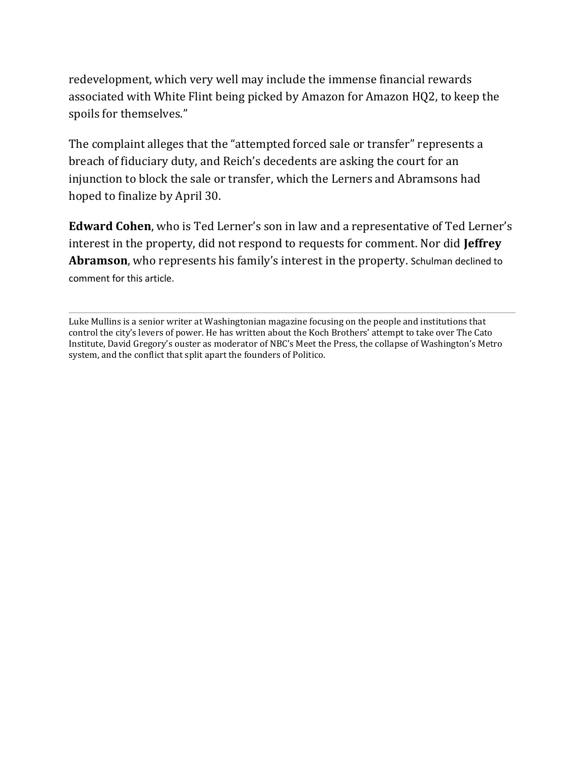redevelopment, which very well may include the immense financial rewards associated with White Flint being picked by Amazon for Amazon HQ2, to keep the spoils for themselves."

The complaint alleges that the "attempted forced sale or transfer" represents a breach of fiduciary duty, and Reich's decedents are asking the court for an injunction to block the sale or transfer, which the Lerners and Abramsons had hoped to finalize by April 30.

**Edward Cohen**, who is Ted Lerner's son in law and a representative of Ted Lerner's interest in the property, did not respond to requests for comment. Nor did **Jeffrey Abramson**, who represents his family's interest in the property. Schulman declined to comment for this article.

---

Luke Mullins is a senior writer at Washingtonian magazine focusing on the people and institutions that control the city's levers of power. He has written about the Koch Brothers' attempt to take over The Cato Institute, David Gregory's ouster as moderator of NBC's Meet the Press, the collapse of Washington's Metro system, and the conflict that split apart the founders of Politico.